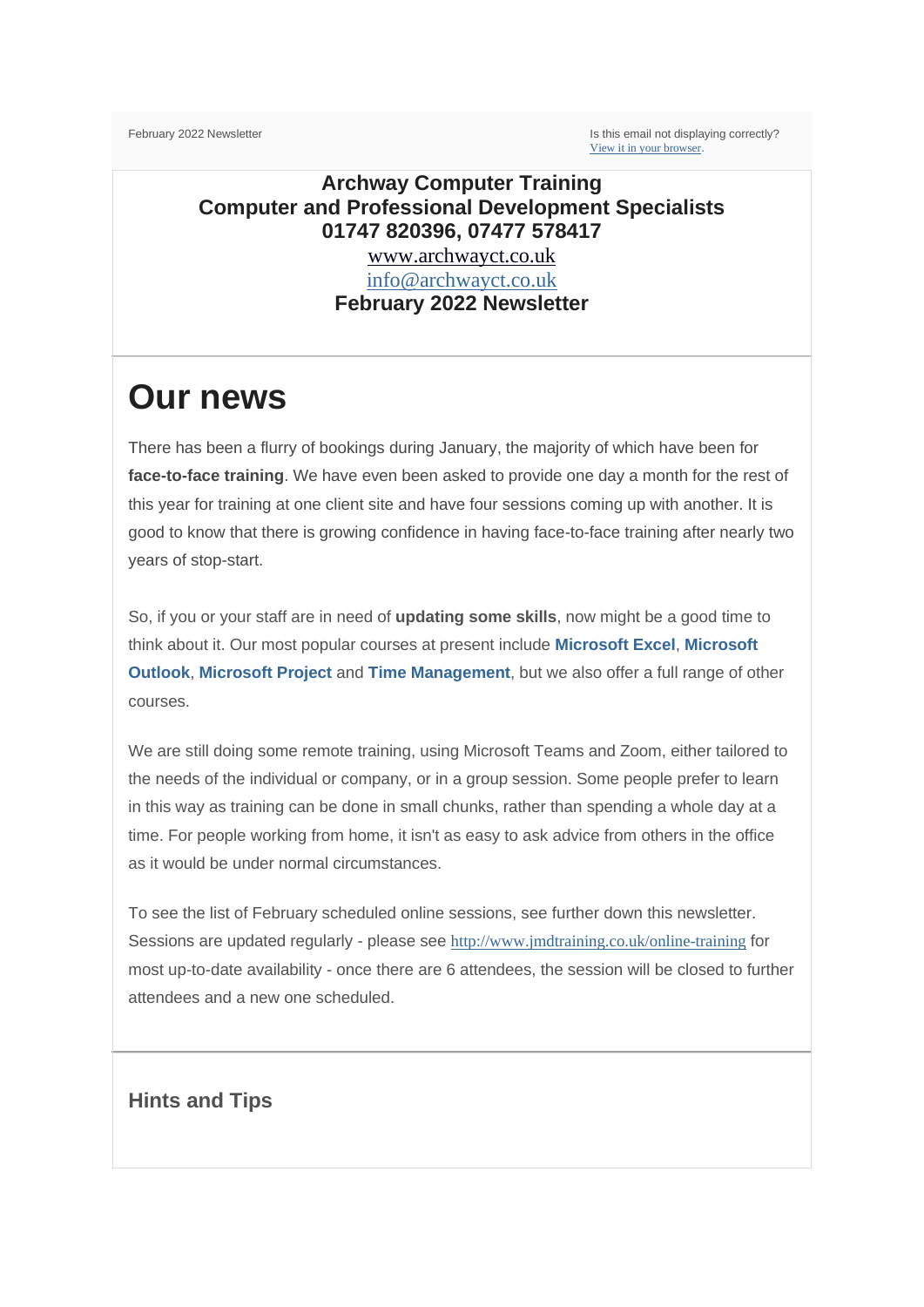February 2022 Newsletter

Is this email not displaying correctly?
View it in your browser.

**Archway Computer Training**
**Computer and Professional Development Specialists**
**01747 820396, 07477 578417**
www.archwayct.co.uk
info@archwayct.co.uk
**February 2022 Newsletter**

# Our news

There has been a flurry of bookings during January, the majority of which have been for **face-to-face training**. We have even been asked to provide one day a month for the rest of this year for training at one client site and have four sessions coming up with another. It is good to know that there is growing confidence in having face-to-face training after nearly two years of stop-start.

So, if you or your staff are in need of **updating some skills**, now might be a good time to think about it. Our most popular courses at present include **Microsoft Excel**, **Microsoft Outlook**, **Microsoft Project** and **Time Management**, but we also offer a full range of other courses.

We are still doing some remote training, using Microsoft Teams and Zoom, either tailored to the needs of the individual or company, or in a group session. Some people prefer to learn in this way as training can be done in small chunks, rather than spending a whole day at a time. For people working from home, it isn't as easy to ask advice from others in the office as it would be under normal circumstances.

To see the list of February scheduled online sessions, see further down this newsletter. Sessions are updated regularly - please see http://www.jmdtraining.co.uk/online-training for most up-to-date availability - once there are 6 attendees, the session will be closed to further attendees and a new one scheduled.

### Hints and Tips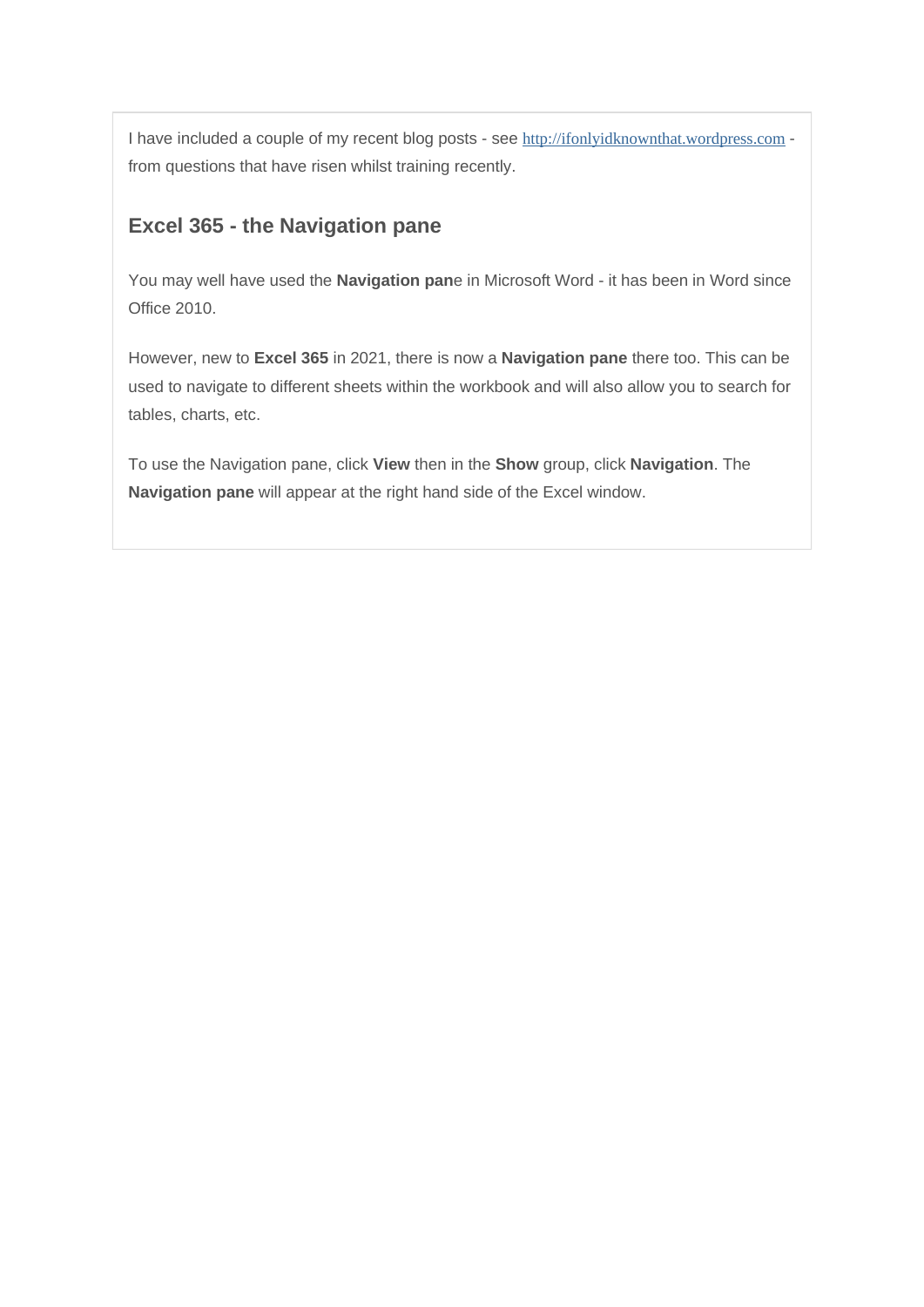I have included a couple of my recent blog posts - see http://ifonlyidknownthat.wordpress.com - from questions that have risen whilst training recently.

## Excel 365 - the Navigation pane

You may well have used the **Navigation pan**e in Microsoft Word - it has been in Word since Office 2010.

However, new to **Excel 365** in 2021, there is now a **Navigation pane** there too. This can be used to navigate to different sheets within the workbook and will also allow you to search for tables, charts, etc.

To use the Navigation pane, click **View** then in the **Show** group, click **Navigation**. The **Navigation pane** will appear at the right hand side of the Excel window.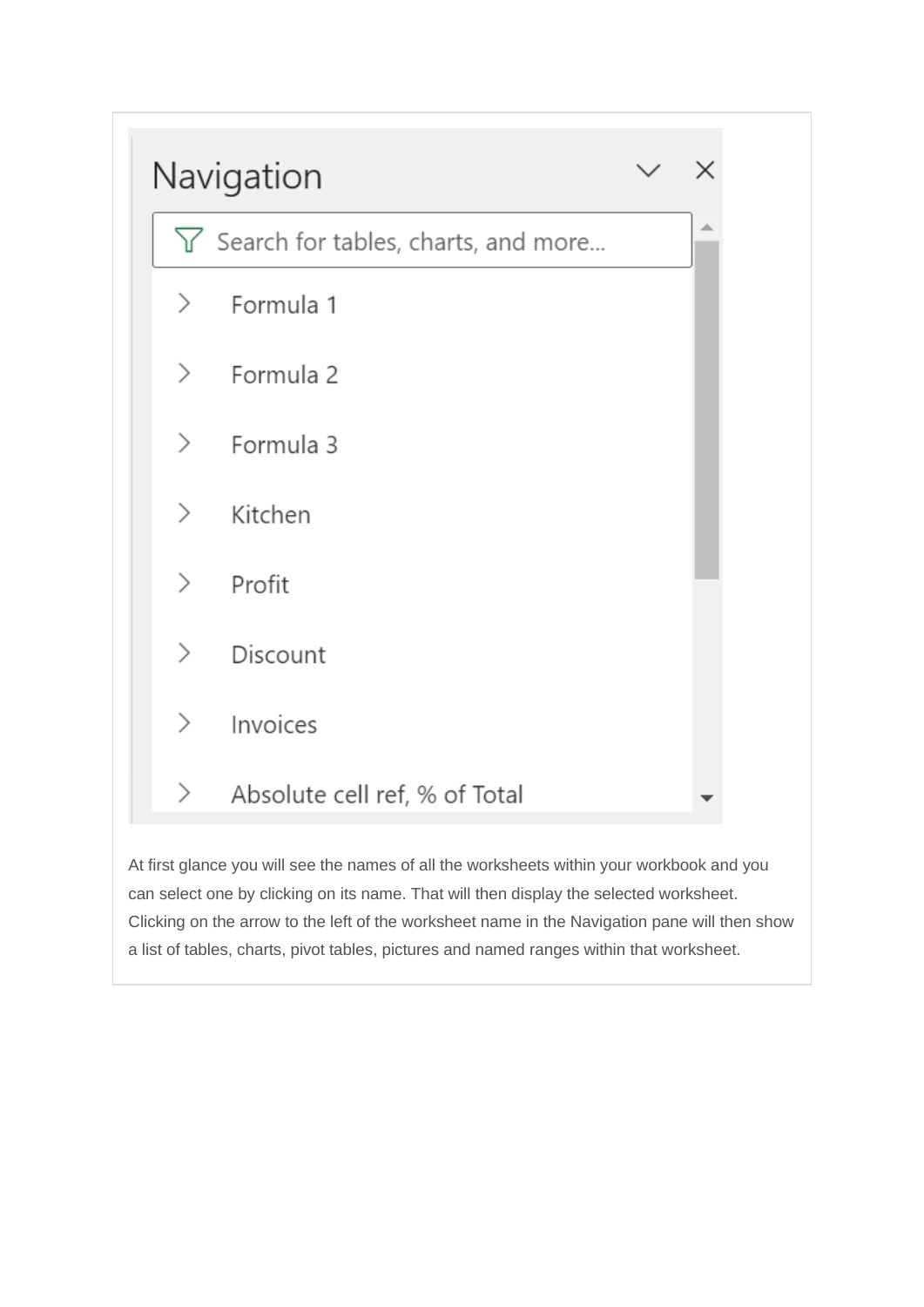Navigation

Search for tables, charts, and more...

- Formula 1
- Formula 2
- Formula 3
- Kitchen
- Profit
- Discount
- Invoices
- Absolute cell ref, % of Total

At first glance you will see the names of all the worksheets within your workbook and you can select one by clicking on its name. That will then display the selected worksheet. Clicking on the arrow to the left of the worksheet name in the Navigation pane will then show a list of tables, charts, pivot tables, pictures and named ranges within that worksheet.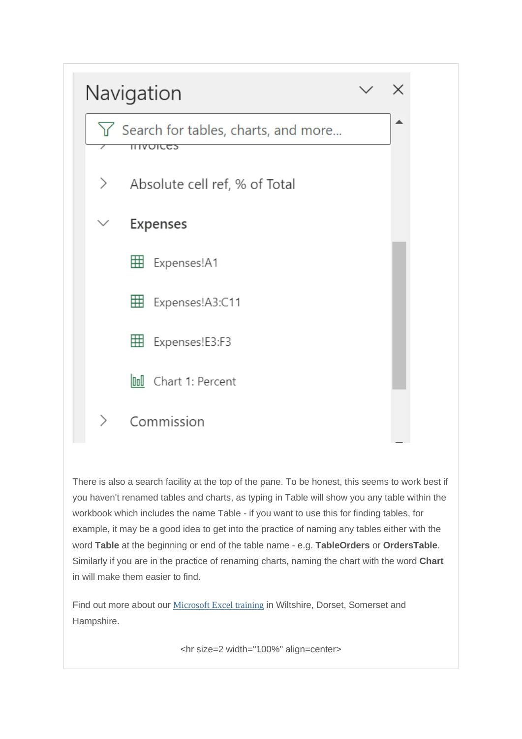There is also a search facility at the top of the pane. To be honest, this seems to work best if you haven't renamed tables and charts, as typing in Table will show you any table within the workbook which includes the name Table - if you want to use this for finding tables, for example, it may be a good idea to get into the practice of naming any tables either with the word **Table** at the beginning or end of the table name - e.g. **TableOrders** or **OrdersTable**. Similarly if you are in the practice of renaming charts, naming the chart with the word **Chart** in will make them easier to find.

Find out more about our Microsoft Excel training in Wiltshire, Dorset, Somerset and Hampshire.

<hr size=2 width="100%" align=center>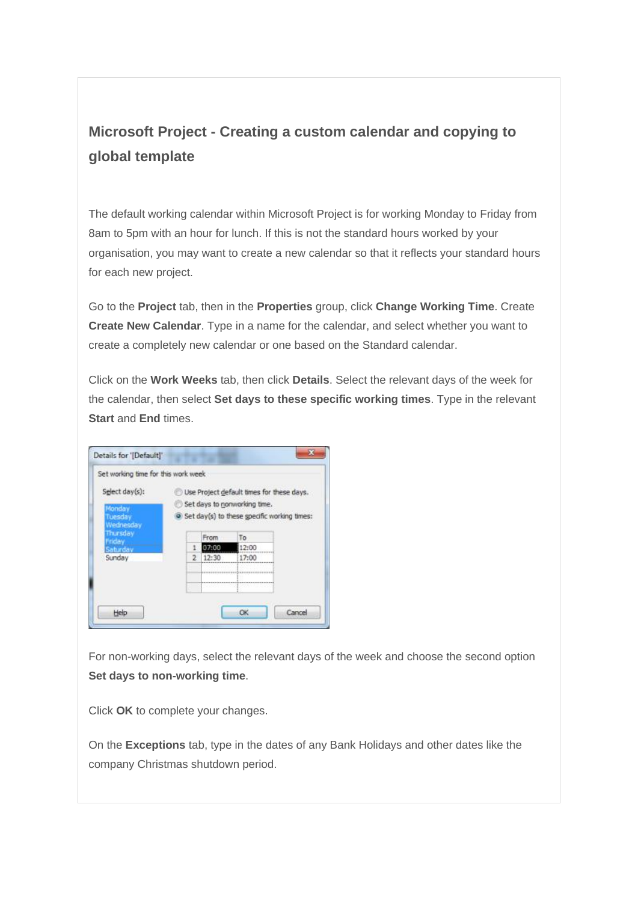## Microsoft Project - Creating a custom calendar and copying to global template

The default working calendar within Microsoft Project is for working Monday to Friday from 8am to 5pm with an hour for lunch. If this is not the standard hours worked by your organisation, you may want to create a new calendar so that it reflects your standard hours for each new project.

Go to the **Project** tab, then in the **Properties** group, click **Change Working Time**. Create **Create New Calendar**. Type in a name for the calendar, and select whether you want to create a completely new calendar or one based on the Standard calendar.

Click on the **Work Weeks** tab, then click **Details**. Select the relevant days of the week for the calendar, then select **Set days to these specific working times**. Type in the relevant **Start** and **End** times.

For non-working days, select the relevant days of the week and choose the second option **Set days to non-working time**.

Click **OK** to complete your changes.

On the **Exceptions** tab, type in the dates of any Bank Holidays and other dates like the company Christmas shutdown period.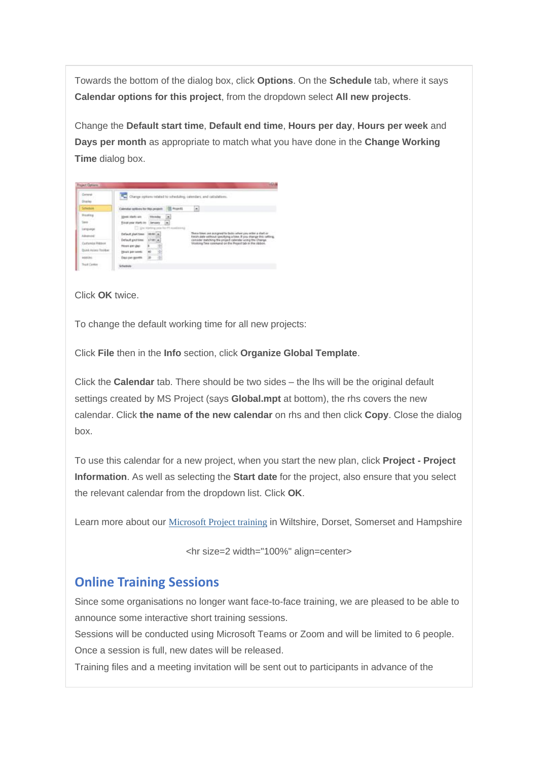Towards the bottom of the dialog box, click **Options**. On the **Schedule** tab, where it says **Calendar options for this project**, from the dropdown select **All new projects**.

Change the **Default start time**, **Default end time**, **Hours per day**, **Hours per week** and **Days per month** as appropriate to match what you have done in the **Change Working Time** dialog box.

Click **OK** twice.

To change the default working time for all new projects:

Click **File** then in the **Info** section, click **Organize Global Template**.

Click the **Calendar** tab. There should be two sides – the lhs will be the original default settings created by MS Project (says **Global.mpt** at bottom), the rhs covers the new calendar. Click **the name of the new calendar** on rhs and then click **Copy**. Close the dialog box.

To use this calendar for a new project, when you start the new plan, click **Project - Project Information**. As well as selecting the **Start date** for the project, also ensure that you select the relevant calendar from the dropdown list. Click **OK**.

Learn more about our Microsoft Project training in Wiltshire, Dorset, Somerset and Hampshire

<hr size=2 width="100%" align=center>

## Online Training Sessions

Since some organisations no longer want face-to-face training, we are pleased to be able to announce some interactive short training sessions.
Sessions will be conducted using Microsoft Teams or Zoom and will be limited to 6 people. Once a session is full, new dates will be released.
Training files and a meeting invitation will be sent out to participants in advance of the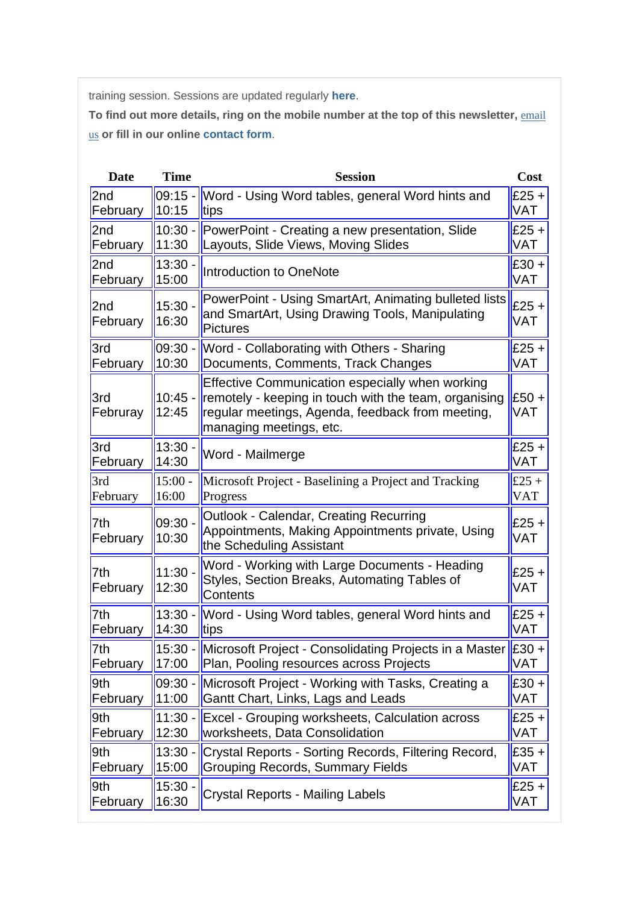training session. Sessions are updated regularly **here**.

**To find out more details, ring on the mobile number at the top of this newsletter, email us or fill in our online contact form**.

| Date | Time | Session | Cost |
|---|---|---|---|
| 2nd February | 09:15 - 10:15 | Word - Using Word tables, general Word hints and tips | £25 + VAT |
| 2nd February | 10:30 - 11:30 | PowerPoint - Creating a new presentation, Slide Layouts, Slide Views, Moving Slides | £25 + VAT |
| 2nd February | 13:30 - 15:00 | Introduction to OneNote | £30 + VAT |
| 2nd February | 15:30 - 16:30 | PowerPoint - Using SmartArt, Animating bulleted lists and SmartArt, Using Drawing Tools, Manipulating Pictures | £25 + VAT |
| 3rd February | 09:30 - 10:30 | Word - Collaborating with Others - Sharing Documents, Comments, Track Changes | £25 + VAT |
| 3rd February | 10:45 - 12:45 | Effective Communication especially when working remotely - keeping in touch with the team, organising regular meetings, Agenda, feedback from meeting, managing meetings, etc. | £50 + VAT |
| 3rd February | 13:30 - 14:30 | Word - Mailmerge | £25 + VAT |
| 3rd February | 15:00 - 16:00 | Microsoft Project - Baselining a Project and Tracking Progress | £25 + VAT |
| 7th February | 09:30 - 10:30 | Outlook - Calendar, Creating Recurring Appointments, Making Appointments private, Using the Scheduling Assistant | £25 + VAT |
| 7th February | 11:30 - 12:30 | Word - Working with Large Documents - Heading Styles, Section Breaks, Automating Tables of Contents | £25 + VAT |
| 7th February | 13:30 - 14:30 | Word - Using Word tables, general Word hints and tips | £25 + VAT |
| 7th February | 15:30 - 17:00 | Microsoft Project - Consolidating Projects in a Master Plan, Pooling resources across Projects | £30 + VAT |
| 9th February | 09:30 - 11:00 | Microsoft Project - Working with Tasks, Creating a Gantt Chart, Links, Lags and Leads | £30 + VAT |
| 9th February | 11:30 - 12:30 | Excel - Grouping worksheets, Calculation across worksheets, Data Consolidation | £25 + VAT |
| 9th February | 13:30 - 15:00 | Crystal Reports - Sorting Records, Filtering Record, Grouping Records, Summary Fields | £35 + VAT |
| 9th February | 15:30 - 16:30 | Crystal Reports - Mailing Labels | £25 + VAT |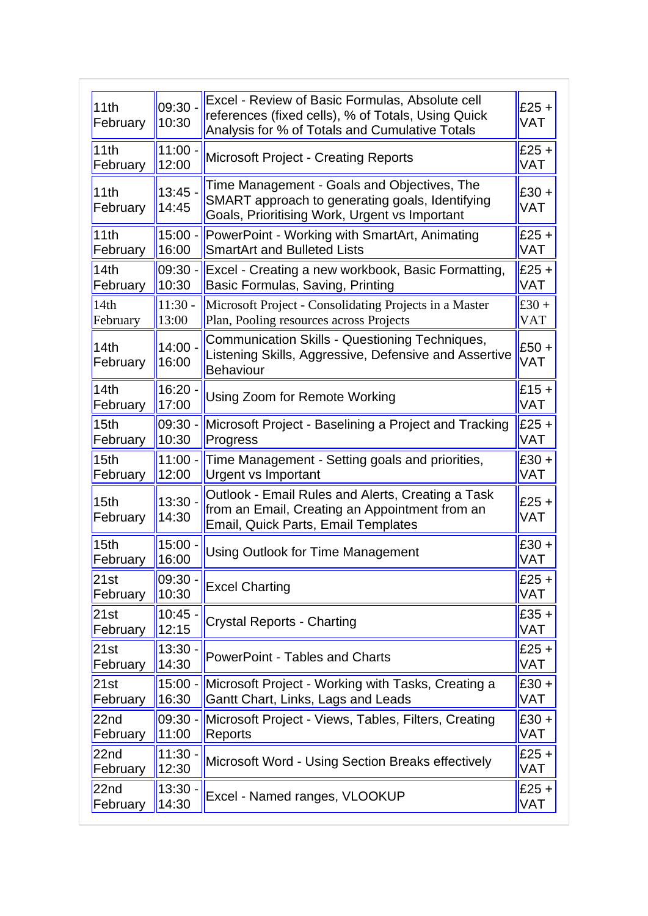| | | | |
|---|---|---|---|
| 11th February | 09:30 - 10:30 | Excel - Review of Basic Formulas, Absolute cell references (fixed cells), % of Totals, Using Quick Analysis for % of Totals and Cumulative Totals | £25 + VAT |
| 11th February | 11:00 - 12:00 | Microsoft Project - Creating Reports | £25 + VAT |
| 11th February | 13:45 - 14:45 | Time Management - Goals and Objectives, The SMART approach to generating goals, Identifying Goals, Prioritising Work, Urgent vs Important | £30 + VAT |
| 11th February | 15:00 - 16:00 | PowerPoint - Working with SmartArt, Animating SmartArt and Bulleted Lists | £25 + VAT |
| 14th February | 09:30 - 10:30 | Excel - Creating a new workbook, Basic Formatting, Basic Formulas, Saving, Printing | £25 + VAT |
| 14th February | 11:30 - 13:00 | Microsoft Project - Consolidating Projects in a Master Plan, Pooling resources across Projects | £30 + VAT |
| 14th February | 14:00 - 16:00 | Communication Skills - Questioning Techniques, Listening Skills, Aggressive, Defensive and Assertive Behaviour | £50 + VAT |
| 14th February | 16:20 - 17:00 | Using Zoom for Remote Working | £15 + VAT |
| 15th February | 09:30 - 10:30 | Microsoft Project - Baselining a Project and Tracking Progress | £25 + VAT |
| 15th February | 11:00 - 12:00 | Time Management - Setting goals and priorities, Urgent vs Important | £30 + VAT |
| 15th February | 13:30 - 14:30 | Outlook - Email Rules and Alerts, Creating a Task from an Email, Creating an Appointment from an Email, Quick Parts, Email Templates | £25 + VAT |
| 15th February | 15:00 - 16:00 | Using Outlook for Time Management | £30 + VAT |
| 21st February | 09:30 - 10:30 | Excel Charting | £25 + VAT |
| 21st February | 10:45 - 12:15 | Crystal Reports - Charting | £35 + VAT |
| 21st February | 13:30 - 14:30 | PowerPoint - Tables and Charts | £25 + VAT |
| 21st February | 15:00 - 16:30 | Microsoft Project - Working with Tasks, Creating a Gantt Chart, Links, Lags and Leads | £30 + VAT |
| 22nd February | 09:30 - 11:00 | Microsoft Project - Views, Tables, Filters, Creating Reports | £30 + VAT |
| 22nd February | 11:30 - 12:30 | Microsoft Word - Using Section Breaks effectively | £25 + VAT |
| 22nd February | 13:30 - 14:30 | Excel - Named ranges, VLOOKUP | £25 + VAT |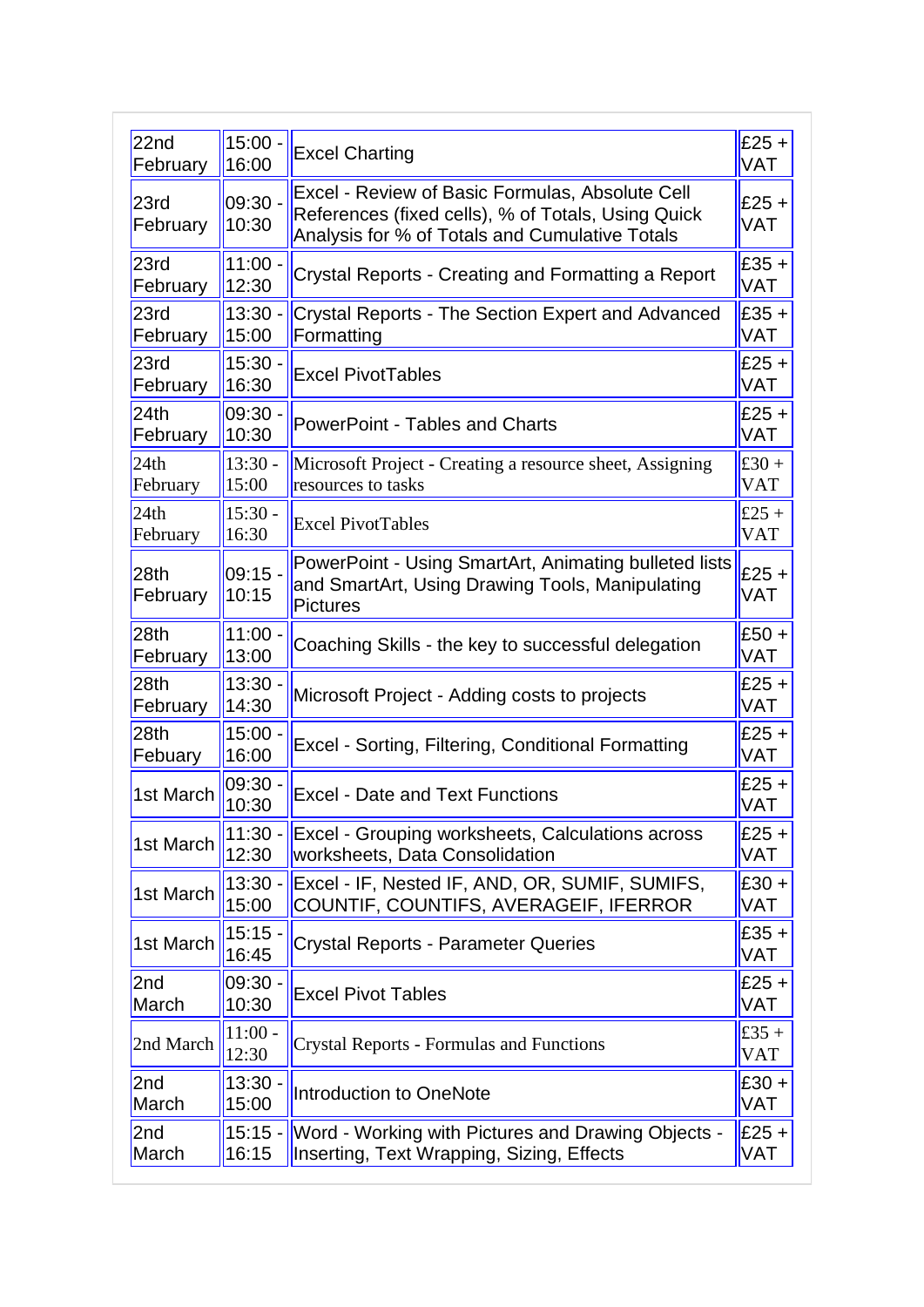| | | | |
|---|---|---|---|
| 22nd February | 15:00 - 16:00 | Excel Charting | £25 + VAT |
| 23rd February | 09:30 - 10:30 | Excel - Review of Basic Formulas, Absolute Cell References (fixed cells), % of Totals, Using Quick Analysis for % of Totals and Cumulative Totals | £25 + VAT |
| 23rd February | 11:00 - 12:30 | Crystal Reports - Creating and Formatting a Report | £35 + VAT |
| 23rd February | 13:30 - 15:00 | Crystal Reports - The Section Expert and Advanced Formatting | £35 + VAT |
| 23rd February | 15:30 - 16:30 | Excel PivotTables | £25 + VAT |
| 24th February | 09:30 - 10:30 | PowerPoint - Tables and Charts | £25 + VAT |
| 24th February | 13:30 - 15:00 | Microsoft Project - Creating a resource sheet, Assigning resources to tasks | £30 + VAT |
| 24th February | 15:30 - 16:30 | Excel PivotTables | £25 + VAT |
| 28th February | 09:15 - 10:15 | PowerPoint - Using SmartArt, Animating bulleted lists and SmartArt, Using Drawing Tools, Manipulating Pictures | £25 + VAT |
| 28th February | 11:00 - 13:00 | Coaching Skills - the key to successful delegation | £50 + VAT |
| 28th February | 13:30 - 14:30 | Microsoft Project - Adding costs to projects | £25 + VAT |
| 28th Febuary | 15:00 - 16:00 | Excel - Sorting, Filtering, Conditional Formatting | £25 + VAT |
| 1st March | 09:30 - 10:30 | Excel - Date and Text Functions | £25 + VAT |
| 1st March | 11:30 - 12:30 | Excel - Grouping worksheets, Calculations across worksheets, Data Consolidation | £25 + VAT |
| 1st March | 13:30 - 15:00 | Excel - IF, Nested IF, AND, OR, SUMIF, SUMIFS, COUNTIF, COUNTIFS, AVERAGEIF, IFERROR | £30 + VAT |
| 1st March | 15:15 - 16:45 | Crystal Reports - Parameter Queries | £35 + VAT |
| 2nd March | 09:30 - 10:30 | Excel Pivot Tables | £25 + VAT |
| 2nd March | 11:00 - 12:30 | Crystal Reports - Formulas and Functions | £35 + VAT |
| 2nd March | 13:30 - 15:00 | Introduction to OneNote | £30 + VAT |
| 2nd March | 15:15 - 16:15 | Word - Working with Pictures and Drawing Objects - Inserting, Text Wrapping, Sizing, Effects | £25 + VAT |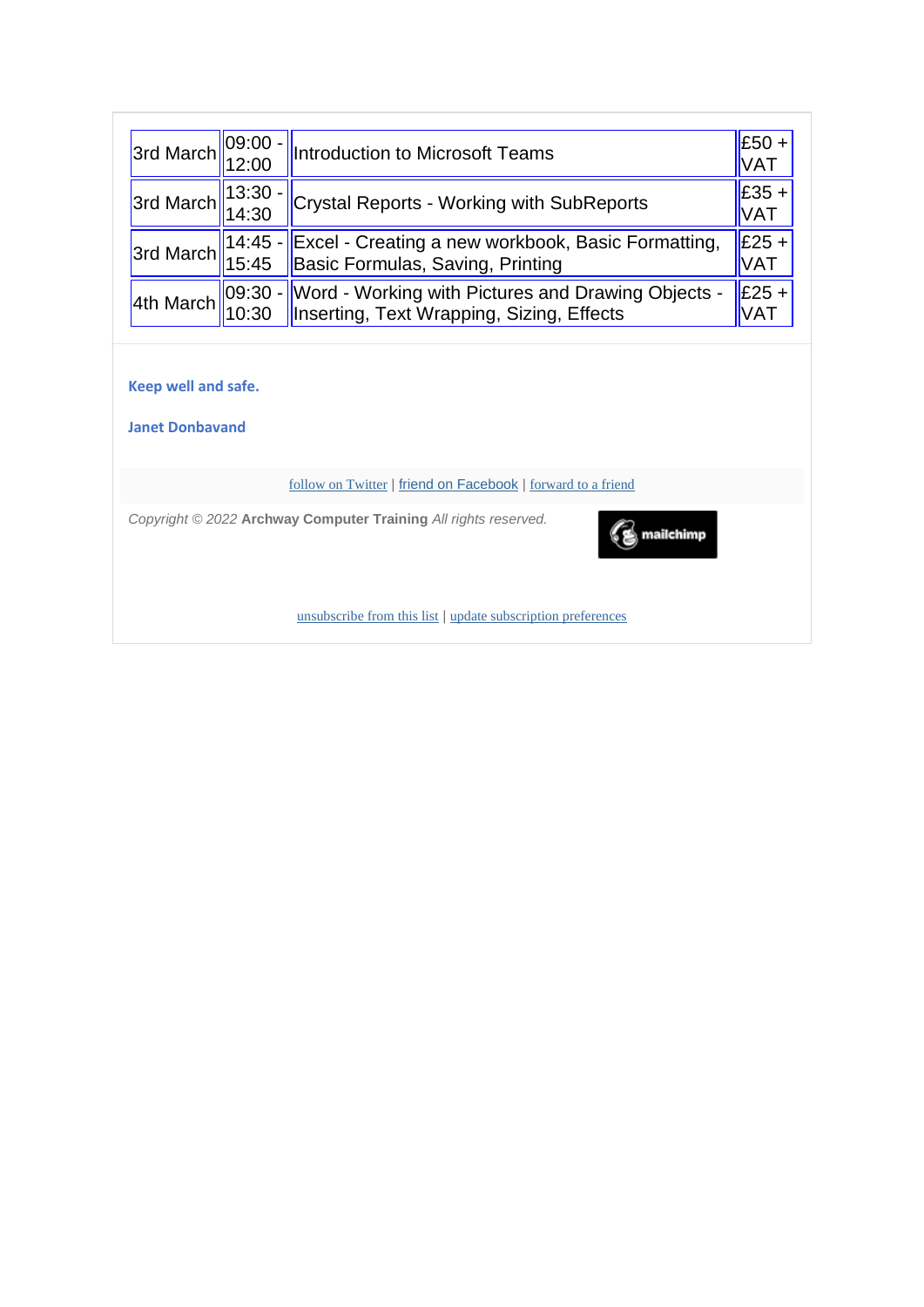| | | | |
|---|---|---|---|
| 3rd March | 09:00 - 12:00 | Introduction to Microsoft Teams | £50 + VAT |
| 3rd March | 13:30 - 14:30 | Crystal Reports - Working with SubReports | £35 + VAT |
| 3rd March | 14:45 - 15:45 | Excel - Creating a new workbook, Basic Formatting, Basic Formulas, Saving, Printing | £25 + VAT |
| 4th March | 09:30 - 10:30 | Word - Working with Pictures and Drawing Objects - Inserting, Text Wrapping, Sizing, Effects | £25 + VAT |

**Keep well and safe.**

**Janet Donbavand**

follow on Twitter | friend on Facebook | forward to a friend

*Copyright © 2022* **Archway Computer Training** *All rights reserved.*

unsubscribe from this list | update subscription preferences